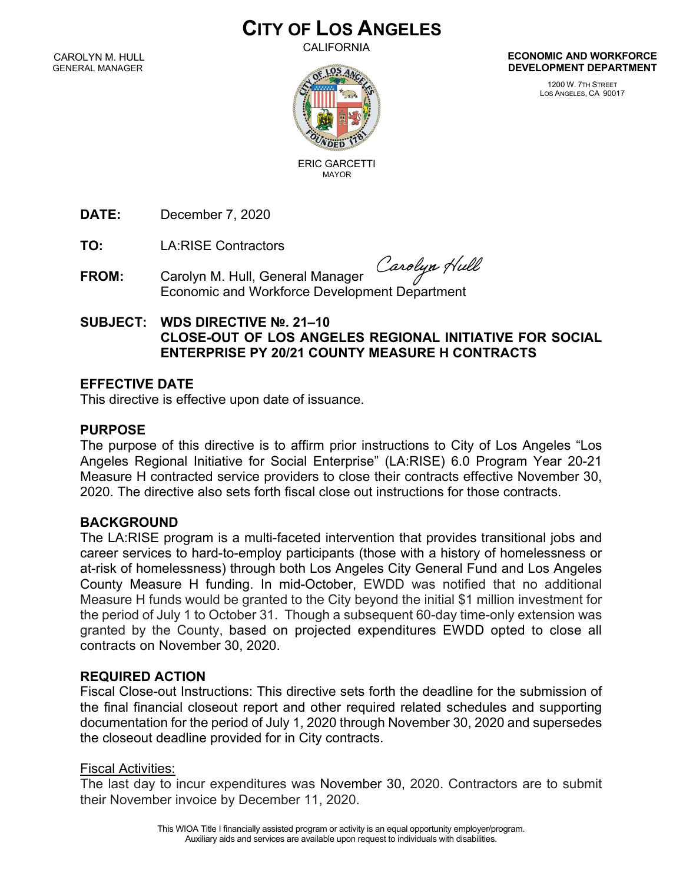# CITY OF LOS ANGELES

CALIFORNIA

CAROLYN M. HULL
GENERAL MANAGER

ERIC GARCETTI
MAYOR

**ECONOMIC AND WORKFORCE DEVELOPMENT DEPARTMENT**

1200 W. 7TH STREET
LOS ANGELES, CA 90017

**DATE:** December 7, 2020

**TO:** LA:RISE Contractors

**FROM:** Carolyn M. Hull, General Manager
Economic and Workforce Development Department

**SUBJECT: WDS DIRECTIVE №. 21–10**
**CLOSE-OUT OF LOS ANGELES REGIONAL INITIATIVE FOR SOCIAL ENTERPRISE PY 20/21 COUNTY MEASURE H CONTRACTS**

## EFFECTIVE DATE

This directive is effective upon date of issuance.

## PURPOSE

The purpose of this directive is to affirm prior instructions to City of Los Angeles "Los Angeles Regional Initiative for Social Enterprise" (LA:RISE) 6.0 Program Year 20-21 Measure H contracted service providers to close their contracts effective November 30, 2020. The directive also sets forth fiscal close out instructions for those contracts.

## BACKGROUND

The LA:RISE program is a multi-faceted intervention that provides transitional jobs and career services to hard-to-employ participants (those with a history of homelessness or at-risk of homelessness) through both Los Angeles City General Fund and Los Angeles County Measure H funding. In mid-October, EWDD was notified that no additional Measure H funds would be granted to the City beyond the initial $1 million investment for the period of July 1 to October 31. Though a subsequent 60-day time-only extension was granted by the County, based on projected expenditures EWDD opted to close all contracts on November 30, 2020.

## REQUIRED ACTION

Fiscal Close-out Instructions: This directive sets forth the deadline for the submission of the final financial closeout report and other required related schedules and supporting documentation for the period of July 1, 2020 through November 30, 2020 and supersedes the closeout deadline provided for in City contracts.

Fiscal Activities:

The last day to incur expenditures was November 30, 2020. Contractors are to submit their November invoice by December 11, 2020.

This WIOA Title I financially assisted program or activity is an equal opportunity employer/program. Auxiliary aids and services are available upon request to individuals with disabilities.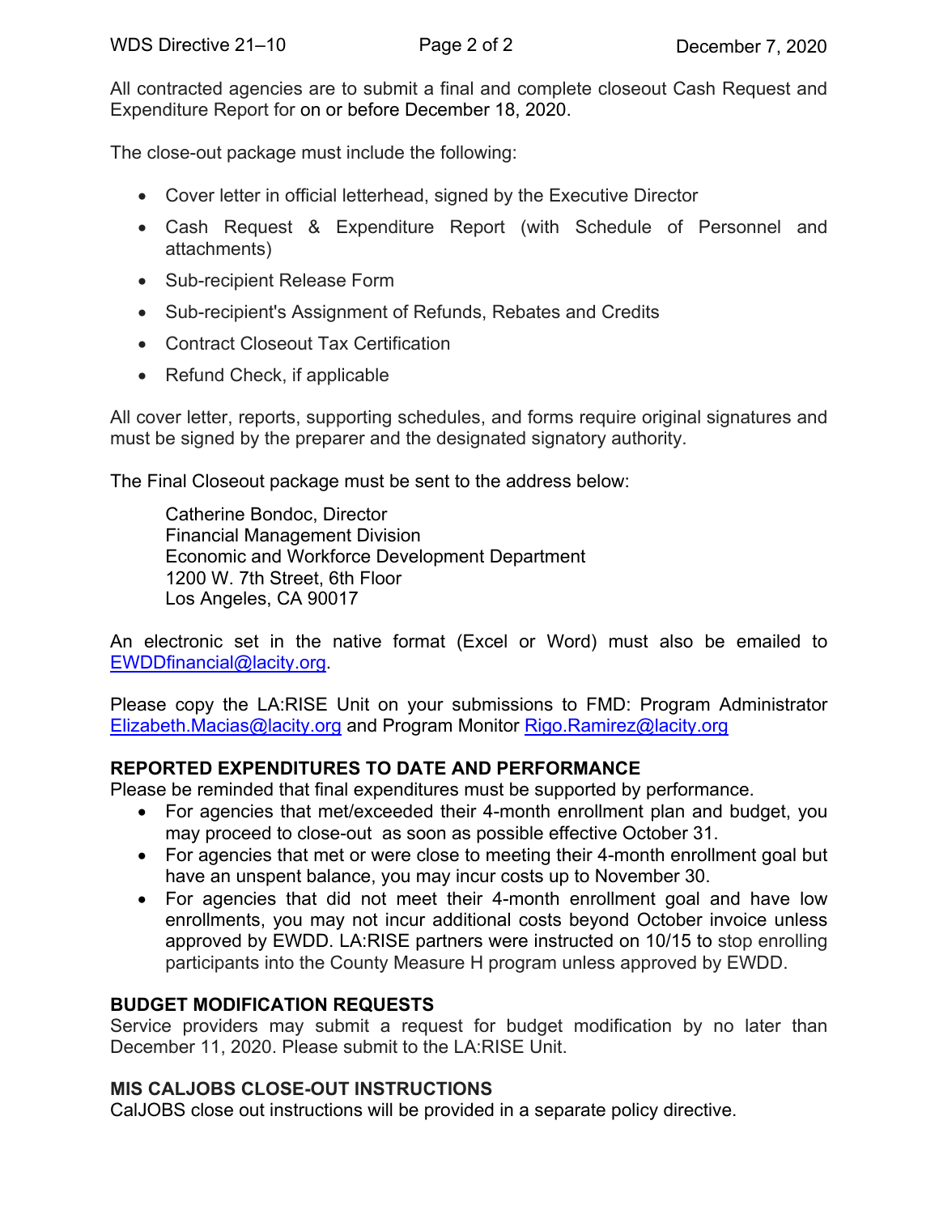All contracted agencies are to submit a final and complete closeout Cash Request and Expenditure Report for on or before December 18, 2020.

The close-out package must include the following:

- Cover letter in official letterhead, signed by the Executive Director
- Cash Request & Expenditure Report (with Schedule of Personnel and attachments)
- Sub-recipient Release Form
- Sub-recipient's Assignment of Refunds, Rebates and Credits
- Contract Closeout Tax Certification
- Refund Check, if applicable

All cover letter, reports, supporting schedules, and forms require original signatures and must be signed by the preparer and the designated signatory authority.

The Final Closeout package must be sent to the address below:

Catherine Bondoc, Director
Financial Management Division
Economic and Workforce Development Department
1200 W. 7th Street, 6th Floor
Los Angeles, CA 90017

An electronic set in the native format (Excel or Word) must also be emailed to EWDDfinancial@lacity.org.

Please copy the LA:RISE Unit on your submissions to FMD: Program Administrator Elizabeth.Macias@lacity.org and Program Monitor Rigo.Ramirez@lacity.org

**REPORTED EXPENDITURES TO DATE AND PERFORMANCE**

Please be reminded that final expenditures must be supported by performance.

- For agencies that met/exceeded their 4-month enrollment plan and budget, you may proceed to close-out as soon as possible effective October 31.
- For agencies that met or were close to meeting their 4-month enrollment goal but have an unspent balance, you may incur costs up to November 30.
- For agencies that did not meet their 4-month enrollment goal and have low enrollments, you may not incur additional costs beyond October invoice unless approved by EWDD. LA:RISE partners were instructed on 10/15 to stop enrolling participants into the County Measure H program unless approved by EWDD.

**BUDGET MODIFICATION REQUESTS**

Service providers may submit a request for budget modification by no later than December 11, 2020. Please submit to the LA:RISE Unit.

**MIS CALJOBS CLOSE-OUT INSTRUCTIONS**

CalJOBS close out instructions will be provided in a separate policy directive.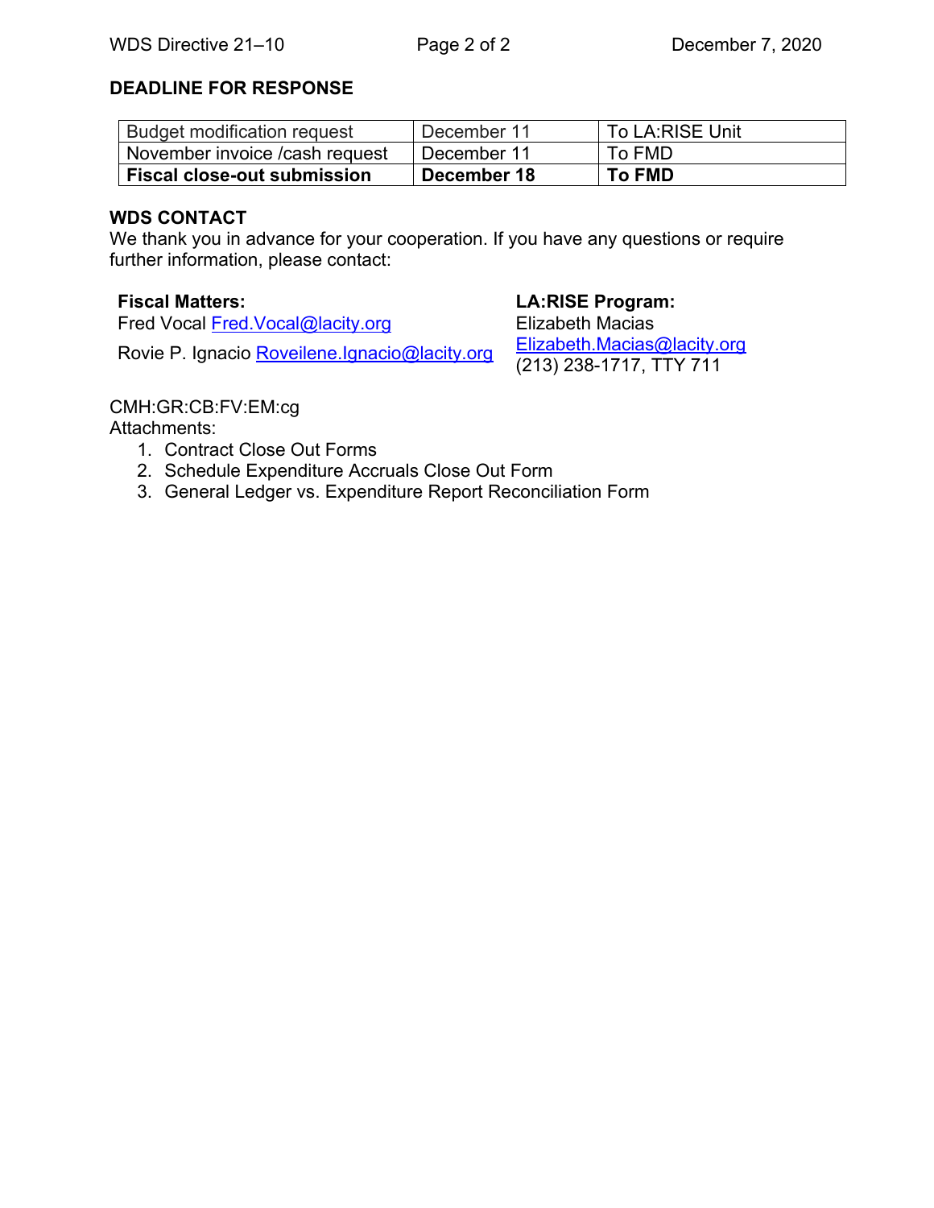**DEADLINE FOR RESPONSE**

| | | |
|---|---|---|
| Budget modification request | December 11 | To LA:RISE Unit |
| November invoice /cash request | December 11 | To FMD |
| **Fiscal close-out submission** | **December 18** | **To FMD** |

**WDS CONTACT**

We thank you in advance for your cooperation. If you have any questions or require further information, please contact:

**Fiscal Matters:**
Fred Vocal Fred.Vocal@lacity.org
Rovie P. Ignacio Roveilene.Ignacio@lacity.org

**LA:RISE Program:**
Elizabeth Macias
Elizabeth.Macias@lacity.org
(213) 238-1717, TTY 711

CMH:GR:CB:FV:EM:cg

Attachments:

1. Contract Close Out Forms
2. Schedule Expenditure Accruals Close Out Form
3. General Ledger vs. Expenditure Report Reconciliation Form